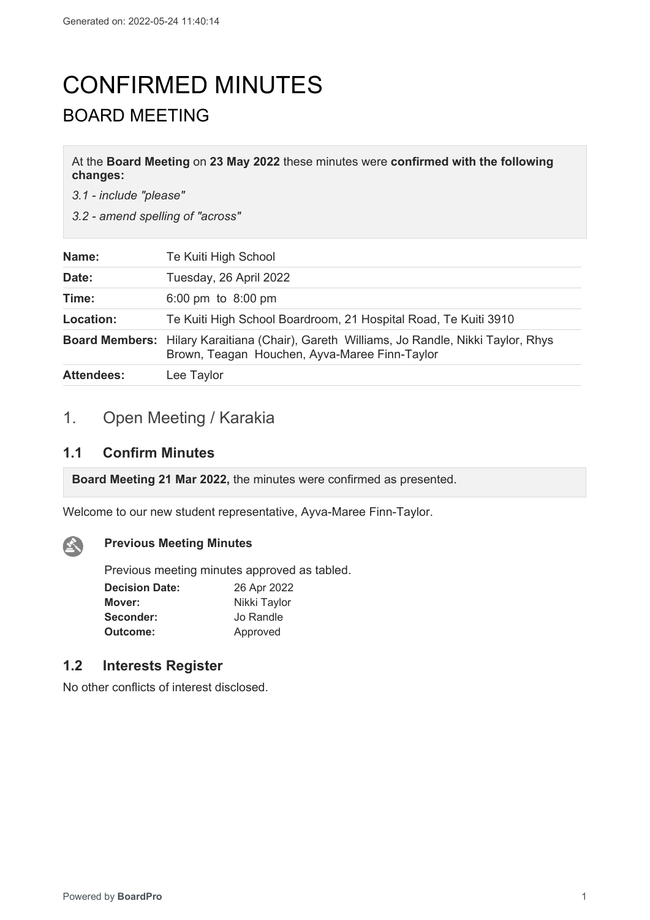# CONFIRMED MINUTES

## BOARD MEETING

At the **Board Meeting** on **23 May 2022** these minutes were **confirmed with the following changes:**

*3.1 - include "please"*

*3.2 - amend spelling of "across"*

| | |
|---|---|
| **Name:** | Te Kuiti High School |
| **Date:** | Tuesday, 26 April 2022 |
| **Time:** | 6:00 pm to 8:00 pm |
| **Location:** | Te Kuiti High School Boardroom, 21 Hospital Road, Te Kuiti 3910 |
| **Board Members:** | Hilary Karaitiana (Chair), Gareth Williams, Jo Randle, Nikki Taylor, Rhys Brown, Teagan Houchen, Ayva-Maree Finn-Taylor |
| **Attendees:** | Lee Taylor |

## 1. Open Meeting / Karakia

### 1.1 Confirm Minutes

**Board Meeting 21 Mar 2022,** the minutes were confirmed as presented.

Welcome to our new student representative, Ayva-Maree Finn-Taylor.

**Previous Meeting Minutes**

Previous meeting minutes approved as tabled.

| | |
|---|---|
| **Decision Date:** | 26 Apr 2022 |
| **Mover:** | Nikki Taylor |
| **Seconder:** | Jo Randle |
| **Outcome:** | Approved |

### 1.2 Interests Register

No other conflicts of interest disclosed.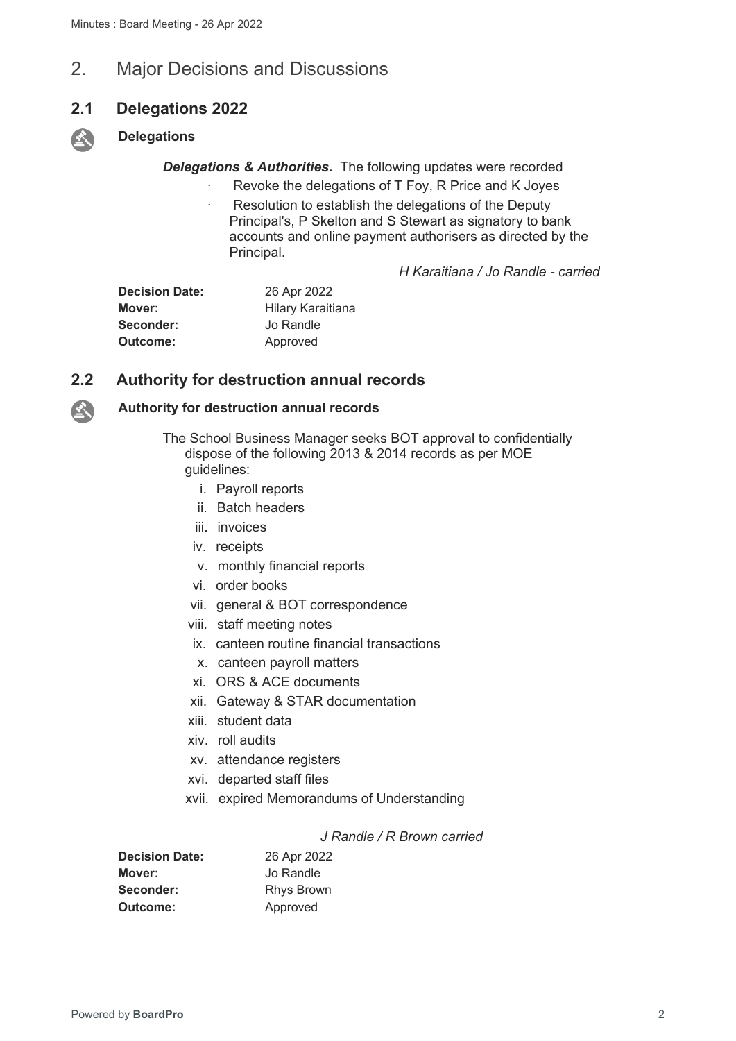## 2. Major Decisions and Discussions

### 2.1 Delegations 2022

**Delegations**

***Delegations & Authorities.*** The following updates were recorded

- Revoke the delegations of T Foy, R Price and K Joyes
- Resolution to establish the delegations of the Deputy Principal's, P Skelton and S Stewart as signatory to bank accounts and online payment authorisers as directed by the Principal.

*H Karaitiana / Jo Randle - carried*

| | |
|---|---|
| **Decision Date:** | 26 Apr 2022 |
| **Mover:** | Hilary Karaitiana |
| **Seconder:** | Jo Randle |
| **Outcome:** | Approved |

### 2.2 Authority for destruction annual records

**Authority for destruction annual records**

The School Business Manager seeks BOT approval to confidentially dispose of the following 2013 & 2014 records as per MOE guidelines:

i. Payroll reports
ii. Batch headers
iii. invoices
iv. receipts
v. monthly financial reports
vi. order books
vii. general & BOT correspondence
viii. staff meeting notes
ix. canteen routine financial transactions
x. canteen payroll matters
xi. ORS & ACE documents
xii. Gateway & STAR documentation
xiii. student data
xiv. roll audits
xv. attendance registers
xvi. departed staff files
xvii. expired Memorandums of Understanding

*J Randle / R Brown carried*

| | |
|---|---|
| **Decision Date:** | 26 Apr 2022 |
| **Mover:** | Jo Randle |
| **Seconder:** | Rhys Brown |
| **Outcome:** | Approved |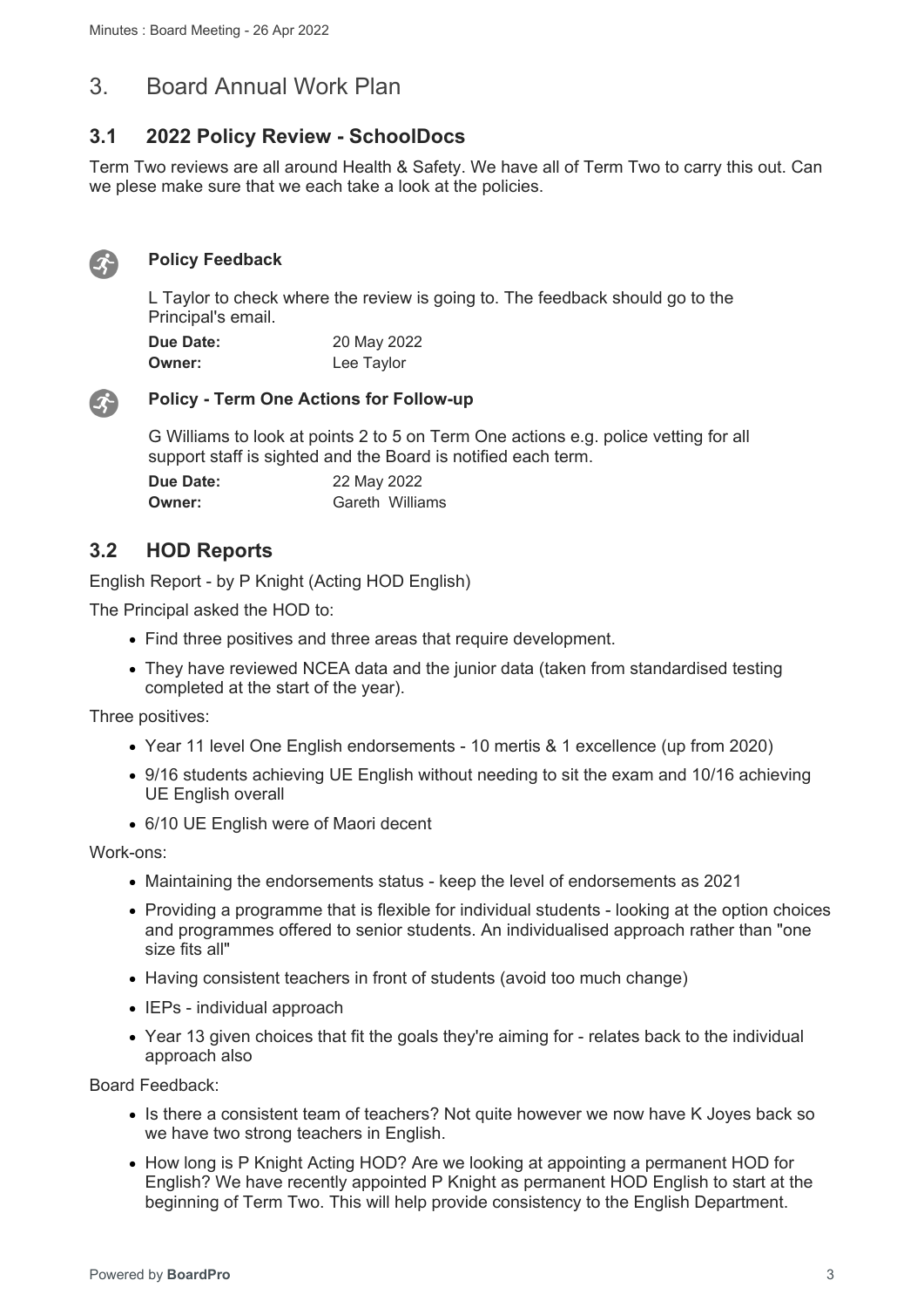## 3. Board Annual Work Plan

### 3.1 2022 Policy Review - SchoolDocs

Term Two reviews are all around Health & Safety. We have all of Term Two to carry this out. Can we plese make sure that we each take a look at the policies.

**Policy Feedback**

L Taylor to check where the review is going to. The feedback should go to the Principal's email.

**Due Date:** 20 May 2022
**Owner:** Lee Taylor

**Policy - Term One Actions for Follow-up**

G Williams to look at points 2 to 5 on Term One actions e.g. police vetting for all support staff is sighted and the Board is notified each term.

**Due Date:** 22 May 2022
**Owner:** Gareth Williams

### 3.2 HOD Reports

English Report - by P Knight (Acting HOD English)

The Principal asked the HOD to:

- Find three positives and three areas that require development.
- They have reviewed NCEA data and the junior data (taken from standardised testing completed at the start of the year).

Three positives:

- Year 11 level One English endorsements - 10 mertis & 1 excellence (up from 2020)
- 9/16 students achieving UE English without needing to sit the exam and 10/16 achieving UE English overall
- 6/10 UE English were of Maori decent

Work-ons:

- Maintaining the endorsements status - keep the level of endorsements as 2021
- Providing a programme that is flexible for individual students - looking at the option choices and programmes offered to senior students. An individualised approach rather than "one size fits all"
- Having consistent teachers in front of students (avoid too much change)
- IEPs - individual approach
- Year 13 given choices that fit the goals they're aiming for - relates back to the individual approach also

Board Feedback:

- Is there a consistent team of teachers? Not quite however we now have K Joyes back so we have two strong teachers in English.
- How long is P Knight Acting HOD? Are we looking at appointing a permanent HOD for English? We have recently appointed P Knight as permanent HOD English to start at the beginning of Term Two. This will help provide consistency to the English Department.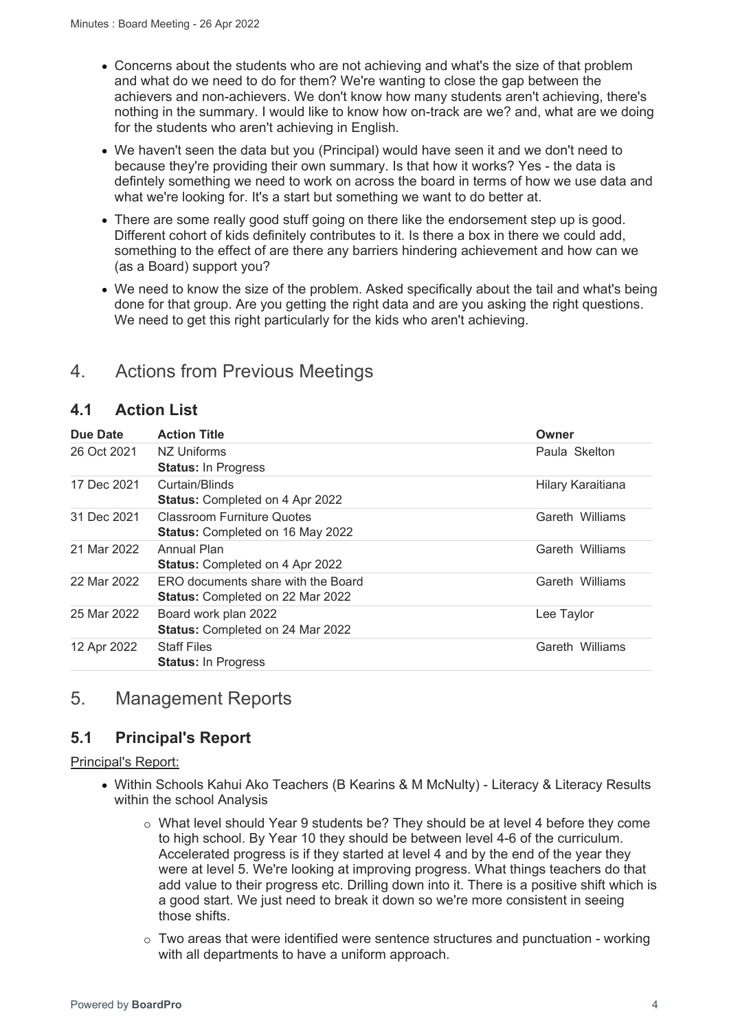- Concerns about the students who are not achieving and what's the size of that problem and what do we need to do for them? We're wanting to close the gap between the achievers and non-achievers. We don't know how many students aren't achieving, there's nothing in the summary. I would like to know how on-track are we? and, what are we doing for the students who aren't achieving in English.
- We haven't seen the data but you (Principal) would have seen it and we don't need to because they're providing their own summary. Is that how it works? Yes - the data is defintely something we need to work on across the board in terms of how we use data and what we're looking for. It's a start but something we want to do better at.
- There are some really good stuff going on there like the endorsement step up is good. Different cohort of kids definitely contributes to it. Is there a box in there we could add, something to the effect of are there any barriers hindering achievement and how can we (as a Board) support you?
- We need to know the size of the problem. Asked specifically about the tail and what's being done for that group. Are you getting the right data and are you asking the right questions. We need to get this right particularly for the kids who aren't achieving.

# 4. Actions from Previous Meetings

## 4.1 Action List

| Due Date | Action Title | Owner |
|---|---|---|
| 26 Oct 2021 | NZ Uniforms<br>**Status:** In Progress | Paula Skelton |
| 17 Dec 2021 | Curtain/Blinds<br>**Status:** Completed on 4 Apr 2022 | Hilary Karaitiana |
| 31 Dec 2021 | Classroom Furniture Quotes<br>**Status:** Completed on 16 May 2022 | Gareth Williams |
| 21 Mar 2022 | Annual Plan<br>**Status:** Completed on 4 Apr 2022 | Gareth Williams |
| 22 Mar 2022 | ERO documents share with the Board<br>**Status:** Completed on 22 Mar 2022 | Gareth Williams |
| 25 Mar 2022 | Board work plan 2022<br>**Status:** Completed on 24 Mar 2022 | Lee Taylor |
| 12 Apr 2022 | Staff Files<br>**Status:** In Progress | Gareth Williams |

# 5. Management Reports

## 5.1 Principal's Report

Principal's Report:

- Within Schools Kahui Ako Teachers (B Kearins & M McNulty) - Literacy & Literacy Results within the school Analysis
    - What level should Year 9 students be? They should be at level 4 before they come to high school. By Year 10 they should be between level 4-6 of the curriculum. Accelerated progress is if they started at level 4 and by the end of the year they were at level 5. We're looking at improving progress. What things teachers do that add value to their progress etc. Drilling down into it. There is a positive shift which is a good start. We just need to break it down so we're more consistent in seeing those shifts.
    - Two areas that were identified were sentence structures and punctuation - working with all departments to have a uniform approach.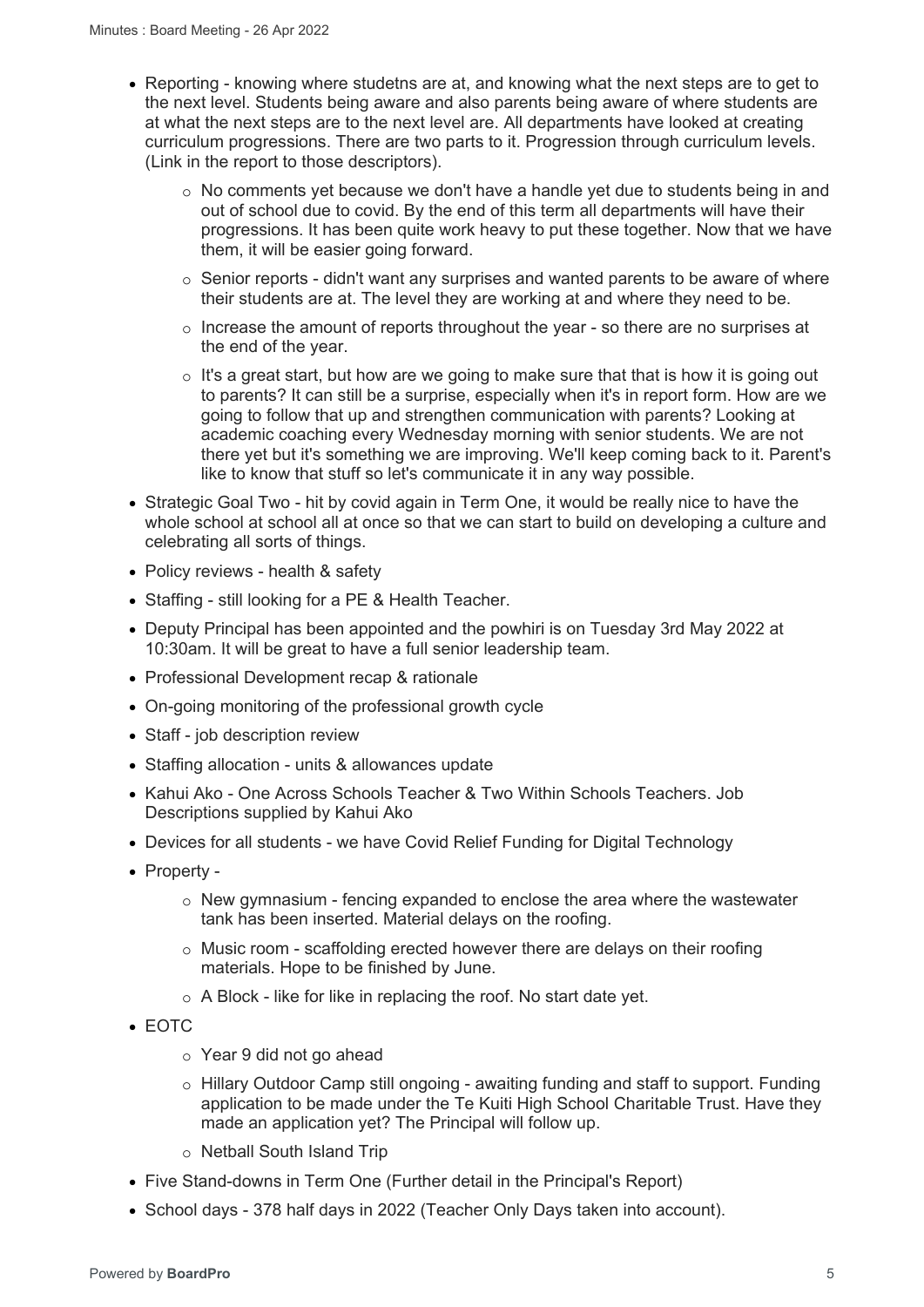- Reporting - knowing where studetns are at, and knowing what the next steps are to get to the next level. Students being aware and also parents being aware of where students are at what the next steps are to the next level are. All departments have looked at creating curriculum progressions. There are two parts to it. Progression through curriculum levels. (Link in the report to those descriptors).
    - No comments yet because we don't have a handle yet due to students being in and out of school due to covid. By the end of this term all departments will have their progressions. It has been quite work heavy to put these together. Now that we have them, it will be easier going forward.
    - Senior reports - didn't want any surprises and wanted parents to be aware of where their students are at. The level they are working at and where they need to be.
    - Increase the amount of reports throughout the year - so there are no surprises at the end of the year.
    - It's a great start, but how are we going to make sure that that is how it is going out to parents? It can still be a surprise, especially when it's in report form. How are we going to follow that up and strengthen communication with parents? Looking at academic coaching every Wednesday morning with senior students. We are not there yet but it's something we are improving. We'll keep coming back to it. Parent's like to know that stuff so let's communicate it in any way possible.
- Strategic Goal Two - hit by covid again in Term One, it would be really nice to have the whole school at school all at once so that we can start to build on developing a culture and celebrating all sorts of things.
- Policy reviews - health & safety
- Staffing - still looking for a PE & Health Teacher.
- Deputy Principal has been appointed and the powhiri is on Tuesday 3rd May 2022 at 10:30am. It will be great to have a full senior leadership team.
- Professional Development recap & rationale
- On-going monitoring of the professional growth cycle
- Staff - job description review
- Staffing allocation - units & allowances update
- Kahui Ako - One Across Schools Teacher & Two Within Schools Teachers. Job Descriptions supplied by Kahui Ako
- Devices for all students - we have Covid Relief Funding for Digital Technology
- Property -
    - New gymnasium - fencing expanded to enclose the area where the wastewater tank has been inserted. Material delays on the roofing.
    - Music room - scaffolding erected however there are delays on their roofing materials. Hope to be finished by June.
    - A Block - like for like in replacing the roof. No start date yet.
- EOTC
    - Year 9 did not go ahead
    - Hillary Outdoor Camp still ongoing - awaiting funding and staff to support. Funding application to be made under the Te Kuiti High School Charitable Trust. Have they made an application yet? The Principal will follow up.
    - Netball South Island Trip
- Five Stand-downs in Term One (Further detail in the Principal's Report)
- School days - 378 half days in 2022 (Teacher Only Days taken into account).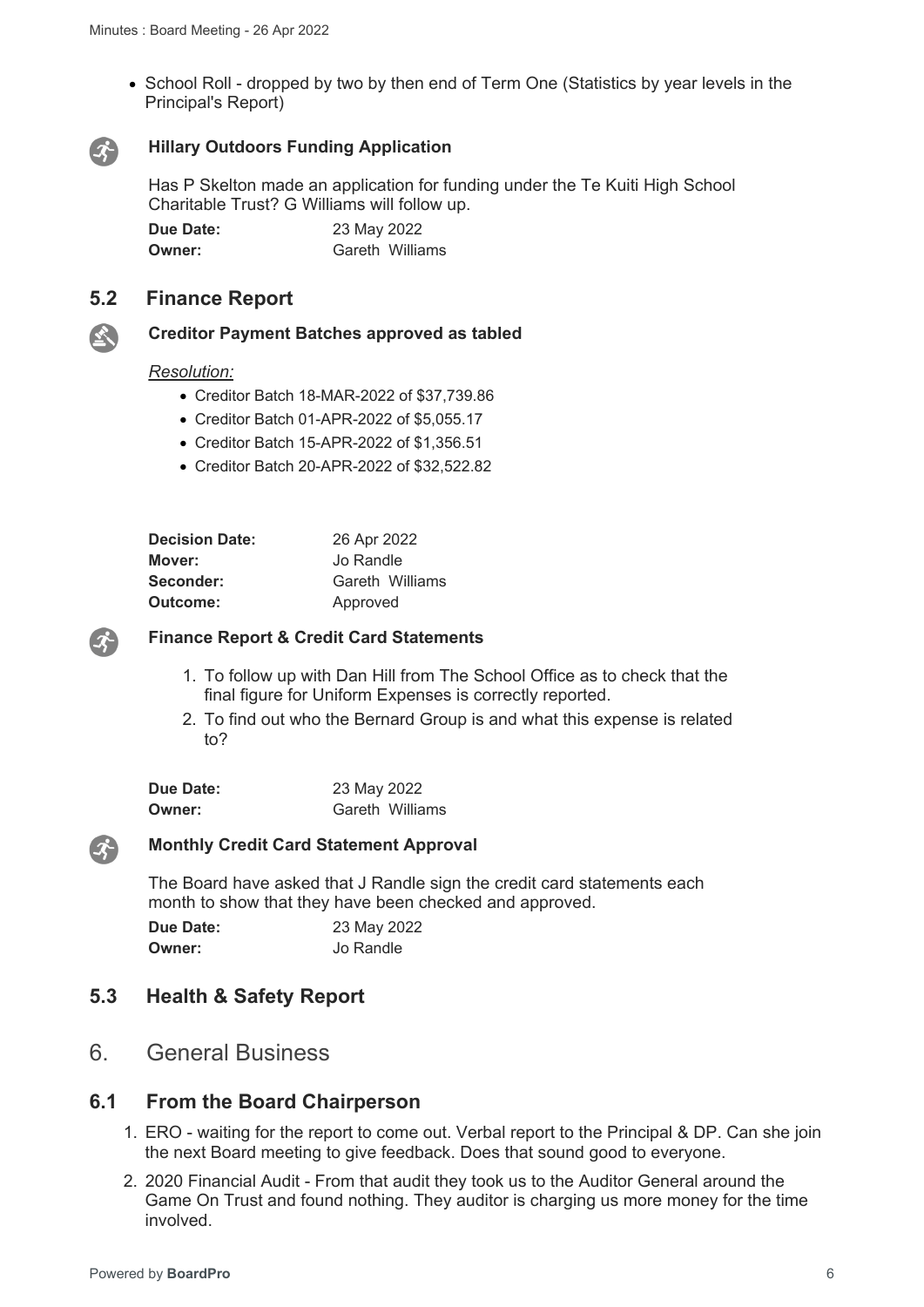- School Roll - dropped by two by then end of Term One (Statistics by year levels in the Principal's Report)

**Hillary Outdoors Funding Application**

Has P Skelton made an application for funding under the Te Kuiti High School Charitable Trust? G Williams will follow up.

| | |
|---|---|
| **Due Date:** | 23 May 2022 |
| **Owner:** | Gareth Williams |

## 5.2 Finance Report

**Creditor Payment Batches approved as tabled**

*Resolution:*

- Creditor Batch 18-MAR-2022 of $37,739.86
- Creditor Batch 01-APR-2022 of $5,055.17
- Creditor Batch 15-APR-2022 of $1,356.51
- Creditor Batch 20-APR-2022 of $32,522.82

| | |
|---|---|
| **Decision Date:** | 26 Apr 2022 |
| **Mover:** | Jo Randle |
| **Seconder:** | Gareth Williams |
| **Outcome:** | Approved |

**Finance Report & Credit Card Statements**

1. To follow up with Dan Hill from The School Office as to check that the final figure for Uniform Expenses is correctly reported.
2. To find out who the Bernard Group is and what this expense is related to?

| | |
|---|---|
| **Due Date:** | 23 May 2022 |
| **Owner:** | Gareth Williams |

**Monthly Credit Card Statement Approval**

The Board have asked that J Randle sign the credit card statements each month to show that they have been checked and approved.

| | |
|---|---|
| **Due Date:** | 23 May 2022 |
| **Owner:** | Jo Randle |

## 5.3 Health & Safety Report

# 6. General Business

## 6.1 From the Board Chairperson

1. ERO - waiting for the report to come out. Verbal report to the Principal & DP. Can she join the next Board meeting to give feedback. Does that sound good to everyone.
2. 2020 Financial Audit - From that audit they took us to the Auditor General around the Game On Trust and found nothing. They auditor is charging us more money for the time involved.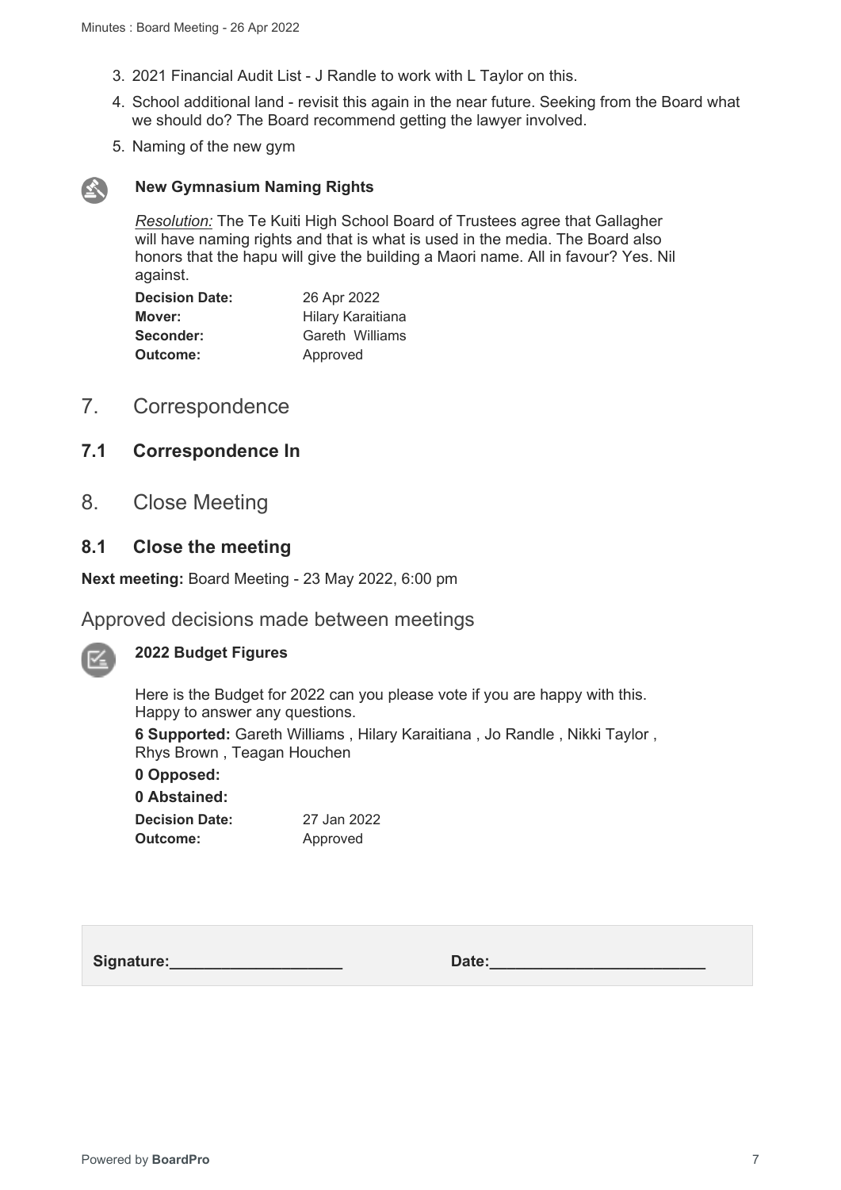3. 2021 Financial Audit List - J Randle to work with L Taylor on this.
4. School additional land - revisit this again in the near future. Seeking from the Board what we should do? The Board recommend getting the lawyer involved.
5. Naming of the new gym

**New Gymnasium Naming Rights**

*Resolution:* The Te Kuiti High School Board of Trustees agree that Gallagher will have naming rights and that is what is used in the media. The Board also honors that the hapu will give the building a Maori name. All in favour? Yes. Nil against.

| | |
|---|---|
| **Decision Date:** | 26 Apr 2022 |
| **Mover:** | Hilary Karaitiana |
| **Seconder:** | Gareth Williams |
| **Outcome:** | Approved |

# 7. Correspondence

## 7.1 Correspondence In

# 8. Close Meeting

## 8.1 Close the meeting

**Next meeting:** Board Meeting - 23 May 2022, 6:00 pm

# Approved decisions made between meetings

**2022 Budget Figures**

Here is the Budget for 2022 can you please vote if you are happy with this. Happy to answer any questions.

**6 Supported:** Gareth Williams , Hilary Karaitiana , Jo Randle , Nikki Taylor , Rhys Brown , Teagan Houchen

**0 Opposed:**

**0 Abstained:**

| | |
|---|---|
| **Decision Date:** | 27 Jan 2022 |
| **Outcome:** | Approved |

**Signature:**\_\_\_\_\_\_\_\_\_\_\_\_\_\_\_\_\_\_\_\_ **Date:**\_\_\_\_\_\_\_\_\_\_\_\_\_\_\_\_\_\_\_\_\_\_\_\_\_